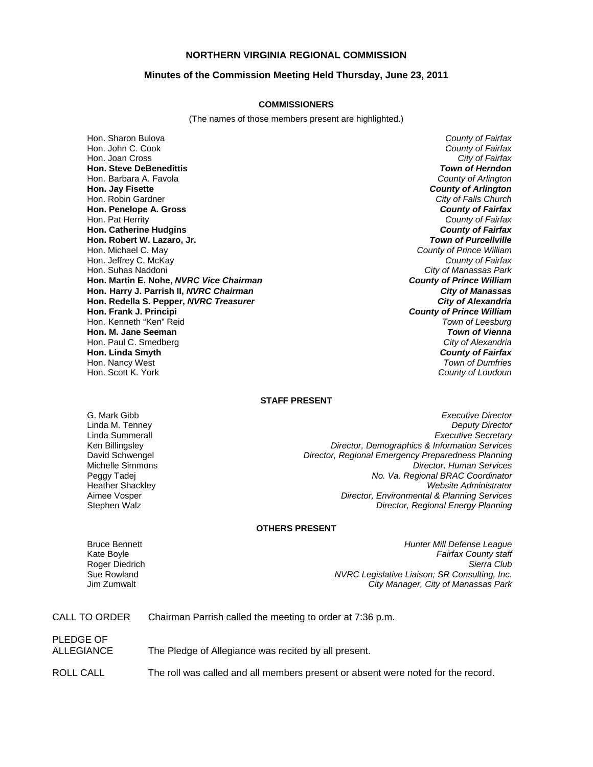# NORTHERN VIRGINIA REGIONAL COMMISSION

## Minutes of the Commission Meeting Held Thursday, June 23, 2011

### COMMISSIONERS

(The names of those members present are highlighted.)

| | |
|---|---|
| Hon. Sharon Bulova | *County of Fairfax* |
| Hon. John C. Cook | *County of Fairfax* |
| Hon. Joan Cross | *City of Fairfax* |
| **Hon. Steve DeBenedittis** | ***Town of Herndon*** |
| Hon. Barbara A. Favola | *County of Arlington* |
| **Hon. Jay Fisette** | ***County of Arlington*** |
| Hon. Robin Gardner | *City of Falls Church* |
| **Hon. Penelope A. Gross** | ***County of Fairfax*** |
| Hon. Pat Herrity | *County of Fairfax* |
| **Hon. Catherine Hudgins** | ***County of Fairfax*** |
| **Hon. Robert W. Lazaro, Jr.** | ***Town of Purcellville*** |
| Hon. Michael C. May | *County of Prince William* |
| Hon. Jeffrey C. McKay | *County of Fairfax* |
| Hon. Suhas Naddoni | *City of Manassas Park* |
| **Hon. Martin E. Nohe, *NVRC Vice Chairman*** | ***County of Prince William*** |
| **Hon. Harry J. Parrish II, *NVRC Chairman*** | ***City of Manassas*** |
| **Hon. Redella S. Pepper, *NVRC Treasurer*** | ***City of Alexandria*** |
| **Hon. Frank J. Principi** | ***County of Prince William*** |
| Hon. Kenneth "Ken" Reid | *Town of Leesburg* |
| **Hon. M. Jane Seeman** | ***Town of Vienna*** |
| Hon. Paul C. Smedberg | *City of Alexandria* |
| **Hon. Linda Smyth** | ***County of Fairfax*** |
| Hon. Nancy West | *Town of Dumfries* |
| Hon. Scott K. York | *County of Loudoun* |

### STAFF PRESENT

| | |
|---|---|
| G. Mark Gibb | *Executive Director* |
| Linda M. Tenney | *Deputy Director* |
| Linda Summerall | *Executive Secretary* |
| Ken Billingsley | *Director, Demographics & Information Services* |
| David Schwengel | *Director, Regional Emergency Preparedness Planning* |
| Michelle Simmons | *Director, Human Services* |
| Peggy Tadej | *No. Va. Regional BRAC Coordinator* |
| Heather Shackley | *Website Administrator* |
| Aimee Vosper | *Director, Environmental & Planning Services* |
| Stephen Walz | *Director, Regional Energy Planning* |

### OTHERS PRESENT

| | |
|---|---|
| Bruce Bennett | *Hunter Mill Defense League* |
| Kate Boyle | *Fairfax County staff* |
| Roger Diedrich | *Sierra Club* |
| Sue Rowland | *NVRC Legislative Liaison; SR Consulting, Inc.* |
| Jim Zumwalt | *City Manager, City of Manassas Park* |

CALL TO ORDER — Chairman Parrish called the meeting to order at 7:36 p.m.

PLEDGE OF ALLEGIANCE — The Pledge of Allegiance was recited by all present.

ROLL CALL — The roll was called and all members present or absent were noted for the record.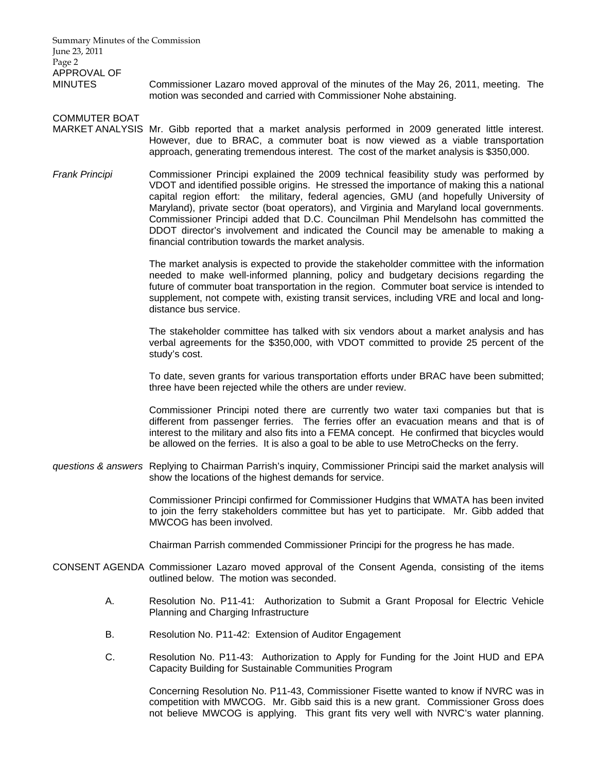**APPROVAL OF MINUTES**

Commissioner Lazaro moved approval of the minutes of the May 26, 2011, meeting. The motion was seconded and carried with Commissioner Nohe abstaining.

**COMMUTER BOAT MARKET ANALYSIS**

Mr. Gibb reported that a market analysis performed in 2009 generated little interest. However, due to BRAC, a commuter boat is now viewed as a viable transportation approach, generating tremendous interest. The cost of the market analysis is $350,000.

*Frank Principi*

Commissioner Principi explained the 2009 technical feasibility study was performed by VDOT and identified possible origins. He stressed the importance of making this a national capital region effort: the military, federal agencies, GMU (and hopefully University of Maryland), private sector (boat operators), and Virginia and Maryland local governments. Commissioner Principi added that D.C. Councilman Phil Mendelsohn has committed the DDOT director's involvement and indicated the Council may be amenable to making a financial contribution towards the market analysis.

The market analysis is expected to provide the stakeholder committee with the information needed to make well-informed planning, policy and budgetary decisions regarding the future of commuter boat transportation in the region. Commuter boat service is intended to supplement, not compete with, existing transit services, including VRE and local and long-distance bus service.

The stakeholder committee has talked with six vendors about a market analysis and has verbal agreements for the $350,000, with VDOT committed to provide 25 percent of the study's cost.

To date, seven grants for various transportation efforts under BRAC have been submitted; three have been rejected while the others are under review.

Commissioner Principi noted there are currently two water taxi companies but that is different from passenger ferries. The ferries offer an evacuation means and that is of interest to the military and also fits into a FEMA concept. He confirmed that bicycles would be allowed on the ferries. It is also a goal to be able to use MetroChecks on the ferry.

*questions & answers*

Replying to Chairman Parrish's inquiry, Commissioner Principi said the market analysis will show the locations of the highest demands for service.

Commissioner Principi confirmed for Commissioner Hudgins that WMATA has been invited to join the ferry stakeholders committee but has yet to participate. Mr. Gibb added that MWCOG has been involved.

Chairman Parrish commended Commissioner Principi for the progress he has made.

**CONSENT AGENDA**

Commissioner Lazaro moved approval of the Consent Agenda, consisting of the items outlined below. The motion was seconded.

A. Resolution No. P11-41: Authorization to Submit a Grant Proposal for Electric Vehicle Planning and Charging Infrastructure

B. Resolution No. P11-42: Extension of Auditor Engagement

C. Resolution No. P11-43: Authorization to Apply for Funding for the Joint HUD and EPA Capacity Building for Sustainable Communities Program

Concerning Resolution No. P11-43, Commissioner Fisette wanted to know if NVRC was in competition with MWCOG. Mr. Gibb said this is a new grant. Commissioner Gross does not believe MWCOG is applying. This grant fits very well with NVRC's water planning.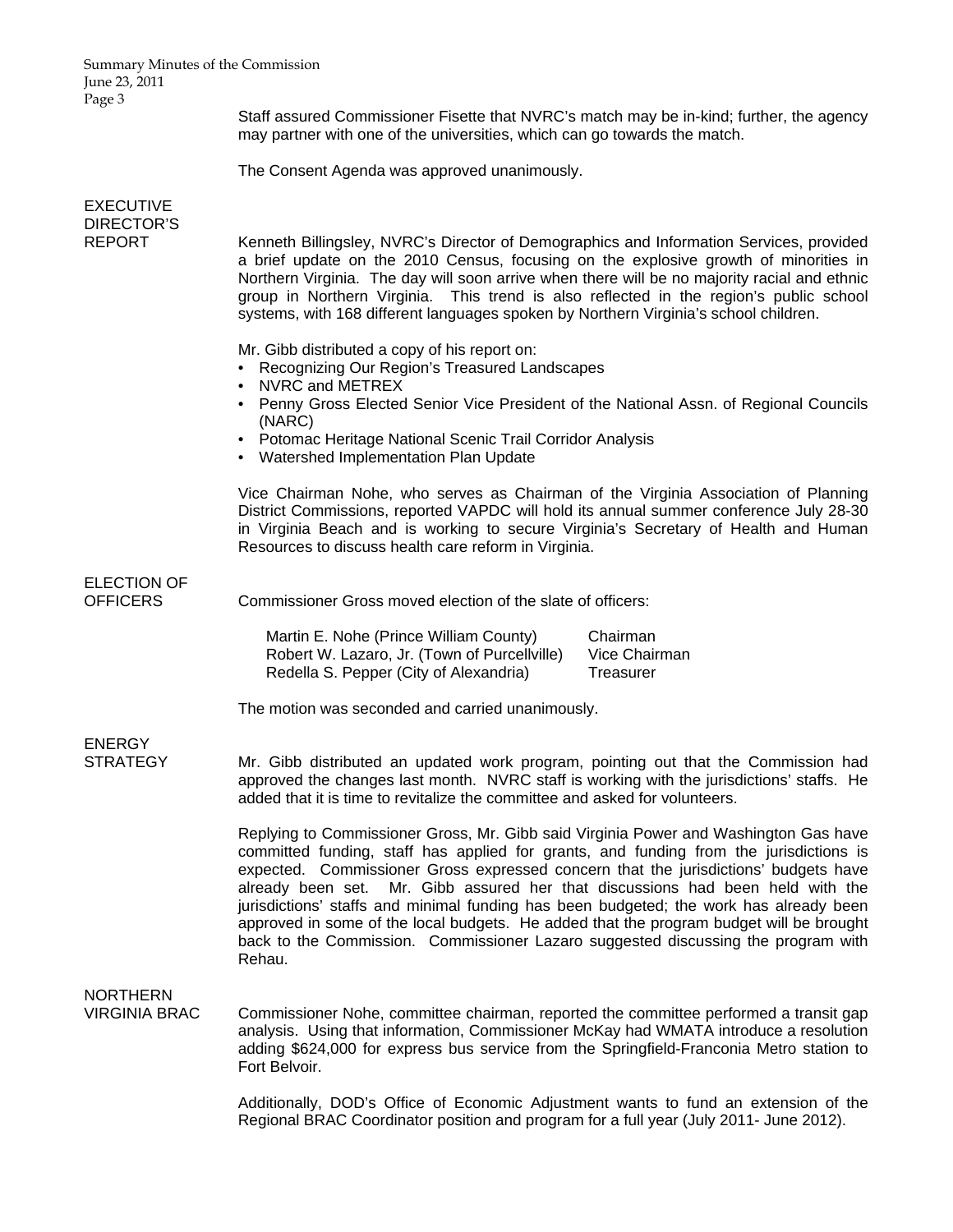Staff assured Commissioner Fisette that NVRC's match may be in-kind; further, the agency may partner with one of the universities, which can go towards the match.

The Consent Agenda was approved unanimously.

## EXECUTIVE DIRECTOR'S REPORT

Kenneth Billingsley, NVRC's Director of Demographics and Information Services, provided a brief update on the 2010 Census, focusing on the explosive growth of minorities in Northern Virginia. The day will soon arrive when there will be no majority racial and ethnic group in Northern Virginia. This trend is also reflected in the region's public school systems, with 168 different languages spoken by Northern Virginia's school children.

Mr. Gibb distributed a copy of his report on:

- Recognizing Our Region's Treasured Landscapes
- NVRC and METREX
- Penny Gross Elected Senior Vice President of the National Assn. of Regional Councils (NARC)
- Potomac Heritage National Scenic Trail Corridor Analysis
- Watershed Implementation Plan Update

Vice Chairman Nohe, who serves as Chairman of the Virginia Association of Planning District Commissions, reported VAPDC will hold its annual summer conference July 28-30 in Virginia Beach and is working to secure Virginia's Secretary of Health and Human Resources to discuss health care reform in Virginia.

## ELECTION OF OFFICERS

Commissioner Gross moved election of the slate of officers:

| | |
|---|---|
| Martin E. Nohe (Prince William County) | Chairman |
| Robert W. Lazaro, Jr. (Town of Purcellville) | Vice Chairman |
| Redella S. Pepper (City of Alexandria) | Treasurer |

The motion was seconded and carried unanimously.

## ENERGY STRATEGY

Mr. Gibb distributed an updated work program, pointing out that the Commission had approved the changes last month. NVRC staff is working with the jurisdictions' staffs. He added that it is time to revitalize the committee and asked for volunteers.

Replying to Commissioner Gross, Mr. Gibb said Virginia Power and Washington Gas have committed funding, staff has applied for grants, and funding from the jurisdictions is expected. Commissioner Gross expressed concern that the jurisdictions' budgets have already been set. Mr. Gibb assured her that discussions had been held with the jurisdictions' staffs and minimal funding has been budgeted; the work has already been approved in some of the local budgets. He added that the program budget will be brought back to the Commission. Commissioner Lazaro suggested discussing the program with Rehau.

## NORTHERN VIRGINIA BRAC

Commissioner Nohe, committee chairman, reported the committee performed a transit gap analysis. Using that information, Commissioner McKay had WMATA introduce a resolution adding $624,000 for express bus service from the Springfield-Franconia Metro station to Fort Belvoir.

Additionally, DOD's Office of Economic Adjustment wants to fund an extension of the Regional BRAC Coordinator position and program for a full year (July 2011- June 2012).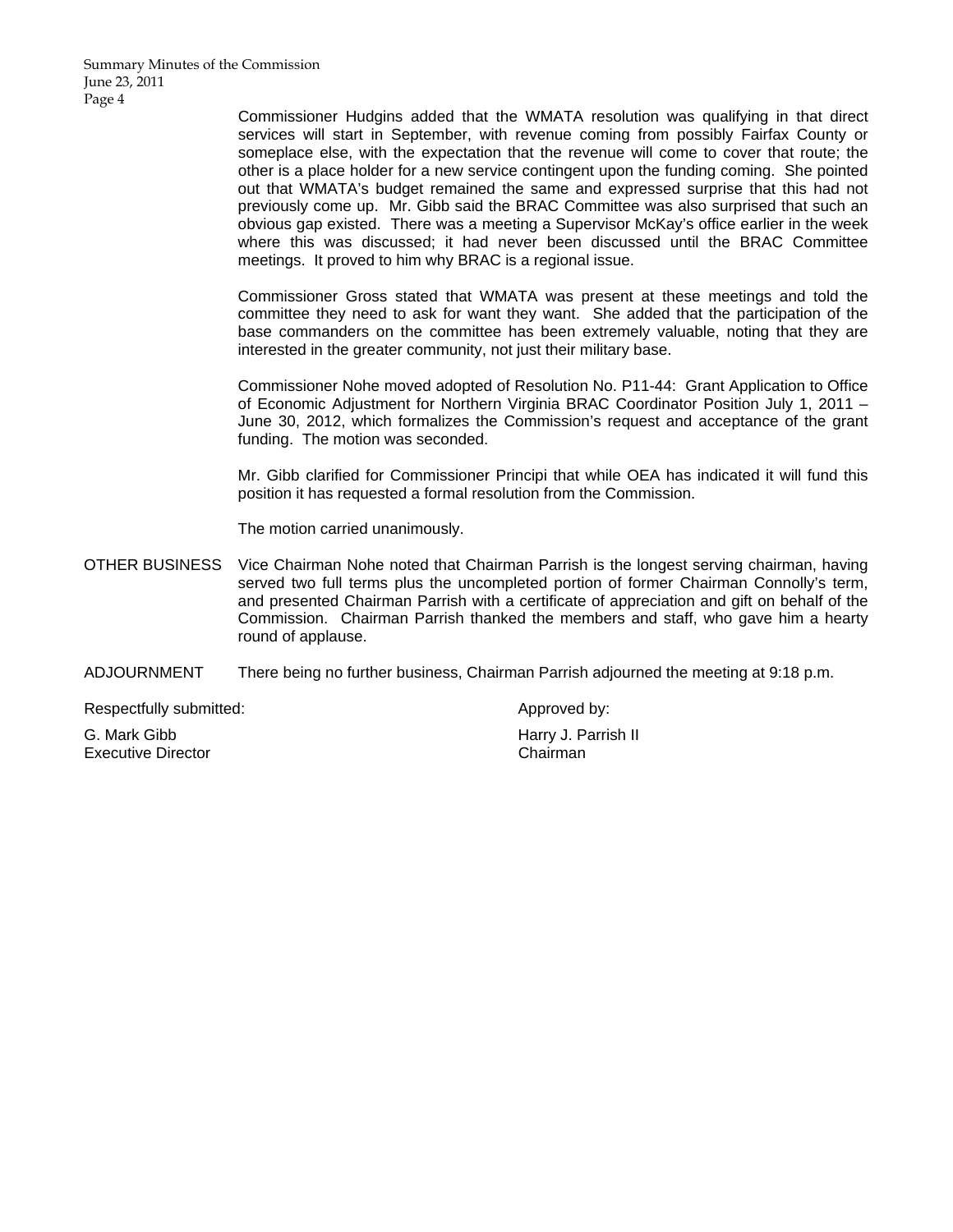Commissioner Hudgins added that the WMATA resolution was qualifying in that direct services will start in September, with revenue coming from possibly Fairfax County or someplace else, with the expectation that the revenue will come to cover that route; the other is a place holder for a new service contingent upon the funding coming. She pointed out that WMATA's budget remained the same and expressed surprise that this had not previously come up. Mr. Gibb said the BRAC Committee was also surprised that such an obvious gap existed. There was a meeting a Supervisor McKay's office earlier in the week where this was discussed; it had never been discussed until the BRAC Committee meetings. It proved to him why BRAC is a regional issue.

Commissioner Gross stated that WMATA was present at these meetings and told the committee they need to ask for want they want. She added that the participation of the base commanders on the committee has been extremely valuable, noting that they are interested in the greater community, not just their military base.

Commissioner Nohe moved adopted of Resolution No. P11-44: Grant Application to Office of Economic Adjustment for Northern Virginia BRAC Coordinator Position July 1, 2011 – June 30, 2012, which formalizes the Commission's request and acceptance of the grant funding. The motion was seconded.

Mr. Gibb clarified for Commissioner Principi that while OEA has indicated it will fund this position it has requested a formal resolution from the Commission.

The motion carried unanimously.

OTHER BUSINESS Vice Chairman Nohe noted that Chairman Parrish is the longest serving chairman, having served two full terms plus the uncompleted portion of former Chairman Connolly's term, and presented Chairman Parrish with a certificate of appreciation and gift on behalf of the Commission. Chairman Parrish thanked the members and staff, who gave him a hearty round of applause.

ADJOURNMENT There being no further business, Chairman Parrish adjourned the meeting at 9:18 p.m.

Respectfully submitted:

G. Mark Gibb
Executive Director

Approved by:

Harry J. Parrish II
Chairman